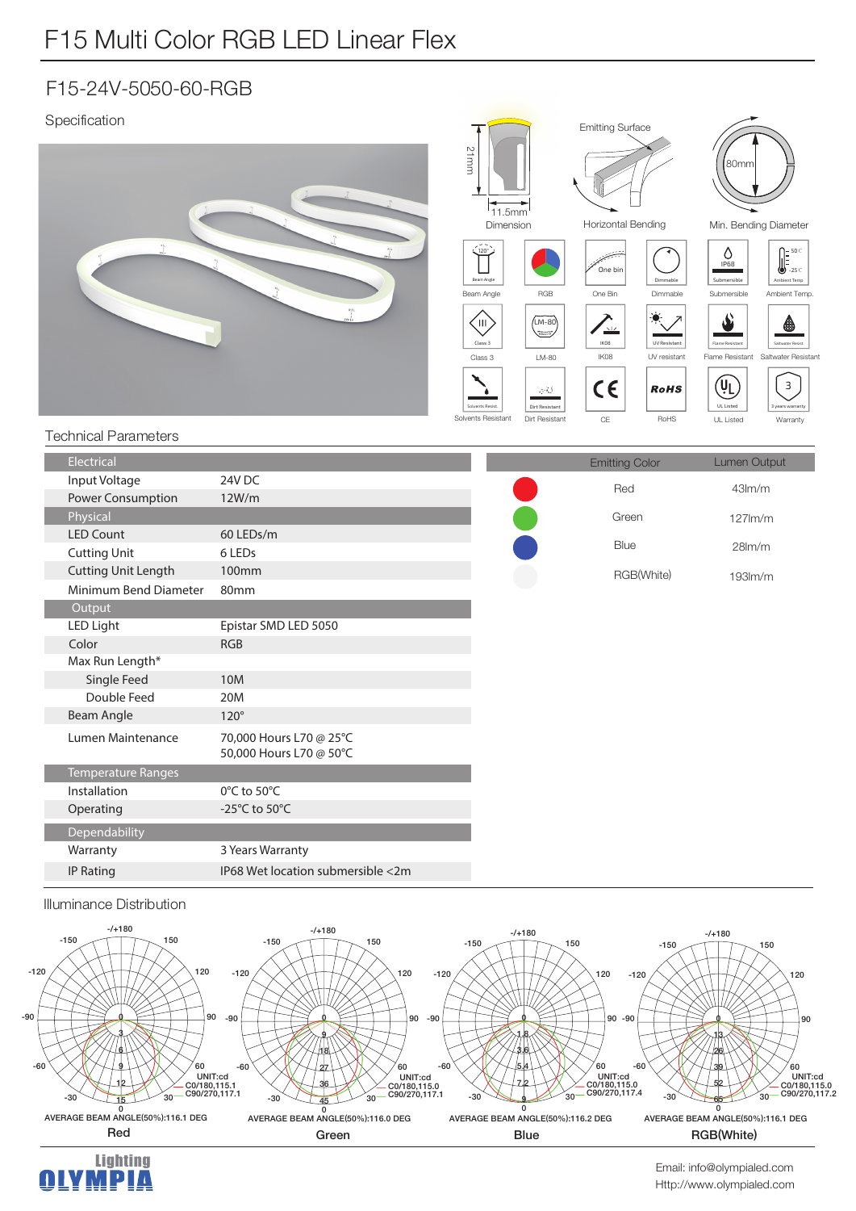# F15 Multi Color RGB LED Linear Flex

## F15-24V-5050-60-RGB

### Specification

Dimension: 21mm × 11.5mm

Horizontal Bending — Emitting Surface

Min. Bending Diameter: 80mm

Beam Angle (120°) | RGB | One Bin | Dimmable | Submersible (IP68) | Ambient Temp. (50°C / -25°C)

Class 3 | LM-80 | IK08 | UV resistant | Flame Resistant | Saltwater Resistant

Solvents Resistant | Dirt Resistant | CE | RoHS | UL Listed | Warranty (3 years warranty)

### Technical Parameters

| Electrical | |
|---|---|
| Input Voltage | 24V DC |
| Power Consumption | 12W/m |
| **Physical** | |
| LED Count | 60 LEDs/m |
| Cutting Unit | 6 LEDs |
| Cutting Unit Length | 100mm |
| Minimum Bend Diameter | 80mm |
| **Output** | |
| LED Light | Epistar SMD LED 5050 |
| Color | RGB |
| Max Run Length* | |
| Single Feed | 10M |
| Double Feed | 20M |
| Beam Angle | 120° |
| Lumen Maintenance | 70,000 Hours L70 @ 25℃<br>50,000 Hours L70 @ 50℃ |
| **Temperature Ranges** | |
| Installation | 0℃ to 50℃ |
| Operating | -25℃ to 50℃ |
| **Dependability** | |
| Warranty | 3 Years Warranty |
| IP Rating | IP68 Wet location submersible <2m |

| Emitting Color | Lumen Output |
|---|---|
| Red | 43lm/m |
| Green | 127lm/m |
| Blue | 28lm/m |
| RGB(White) | 193lm/m |

### Illuminance Distribution

**Red** — UNIT:cd; C0/180,115.1; C90/270,117.1; AVERAGE BEAM ANGLE(50%):116.1 DEG

**Green** — UNIT:cd; C0/180,115.0; C90/270,117.1; AVERAGE BEAM ANGLE(50%):116.0 DEG

**Blue** — UNIT:cd; C0/180,115.0; C90/270,117.4; AVERAGE BEAM ANGLE(50%):116.2 DEG

**RGB(White)** — UNIT:cd; C0/180,115.0; C90/270,117.2; AVERAGE BEAM ANGLE(50%):116.1 DEG

Lighting OLYMPIA

Email: info@olympialed.com
Http://www.olympialed.com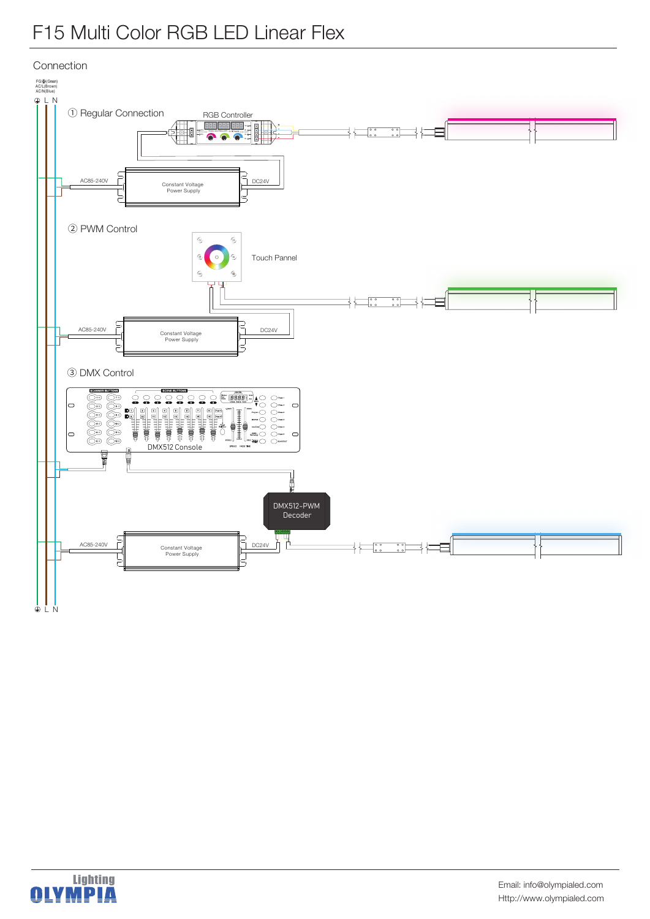# F15 Multi Color RGB LED Linear Flex

## Connection

FG⏚(Green)
AC/L(Brown)
AC/N(Blue)

⏚ L N

① Regular Connection

RGB Controller

AC85-240V

Constant Voltage
Power Supply

DC24V

② PWM Control

Touch Pannel

AC85-240V

Constant Voltage
Power Supply

DC24V

③ DMX Control

DMX512 Console

DMX512-PWM
Decoder

AC85-240V

Constant Voltage
Power Supply

DC24V

⏚ L N

Email: info@olympialed.com
Http://www.olympialed.com